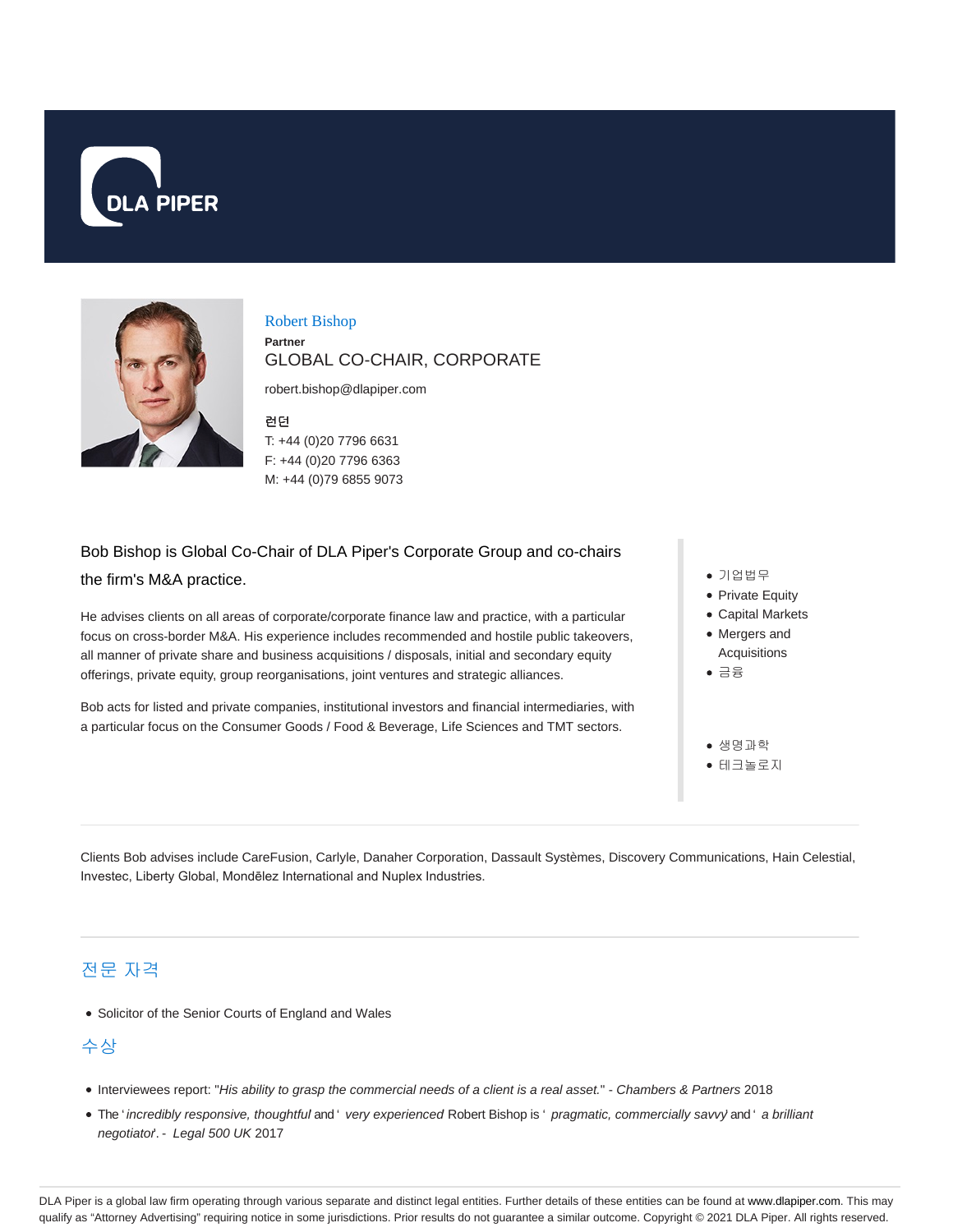# Robert Bishop

**Partner**

GLOBAL CO-CHAIR, CORPORATE

robert.bishop@dlapiper.com

**런던**

T: +44 (0)20 7796 6631
F: +44 (0)20 7796 6363
M: +44 (0)79 6855 9073

Bob Bishop is Global Co-Chair of DLA Piper's Corporate Group and co-chairs the firm's M&A practice.

He advises clients on all areas of corporate/corporate finance law and practice, with a particular focus on cross-border M&A. His experience includes recommended and hostile public takeovers, all manner of private share and business acquisitions / disposals, initial and secondary equity offerings, private equity, group reorganisations, joint ventures and strategic alliances.

Bob acts for listed and private companies, institutional investors and financial intermediaries, with a particular focus on the Consumer Goods / Food & Beverage, Life Sciences and TMT sectors.

- 기업법무
- Private Equity
- Capital Markets
- Mergers and Acquisitions
- 금융

- 생명과학
- 테크놀로지

Clients Bob advises include CareFusion, Carlyle, Danaher Corporation, Dassault Systèmes, Discovery Communications, Hain Celestial, Investec, Liberty Global, Mondēlez International and Nuplex Industries.

## 전문 자격

- Solicitor of the Senior Courts of England and Wales

## 수상

- Interviewees report: "*His ability to grasp the commercial needs of a client is a real asset.*" - *Chambers & Partners* 2018
- The '*incredibly responsive, thoughtful* and ' *very experienced* Robert Bishop is ' *pragmatic, commercially savvy* and ' *a brilliant negotiator*'. - *Legal 500 UK* 2017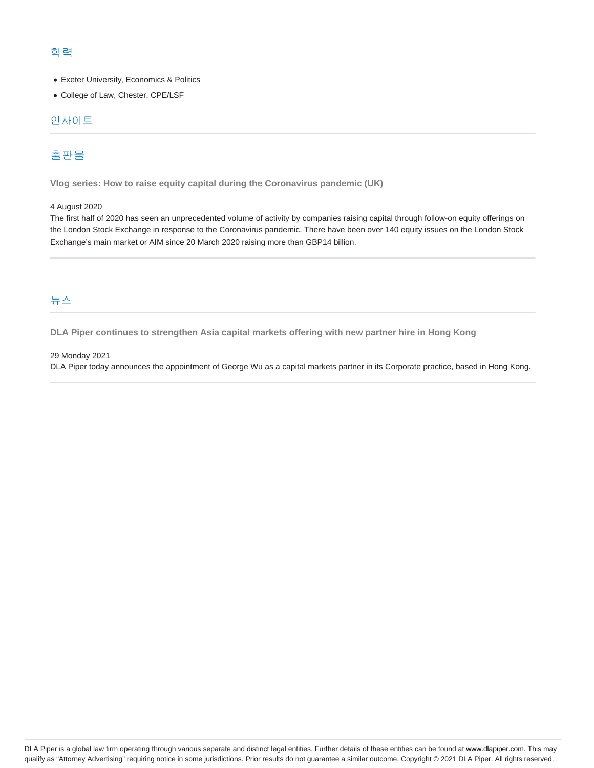## 학력

- Exeter University, Economics & Politics
- College of Law, Chester, CPE/LSF

## 인사이트

### 출판물

**Vlog series: How to raise equity capital during the Coronavirus pandemic (UK)**

4 August 2020

The first half of 2020 has seen an unprecedented volume of activity by companies raising capital through follow-on equity offerings on the London Stock Exchange in response to the Coronavirus pandemic. There have been over 140 equity issues on the London Stock Exchange's main market or AIM since 20 March 2020 raising more than GBP14 billion.

### 뉴스

**DLA Piper continues to strengthen Asia capital markets offering with new partner hire in Hong Kong**

29 Monday 2021

DLA Piper today announces the appointment of George Wu as a capital markets partner in its Corporate practice, based in Hong Kong.

DLA Piper is a global law firm operating through various separate and distinct legal entities. Further details of these entities can be found at www.dlapiper.com. This may qualify as "Attorney Advertising" requiring notice in some jurisdictions. Prior results do not guarantee a similar outcome. Copyright © 2021 DLA Piper. All rights reserved.